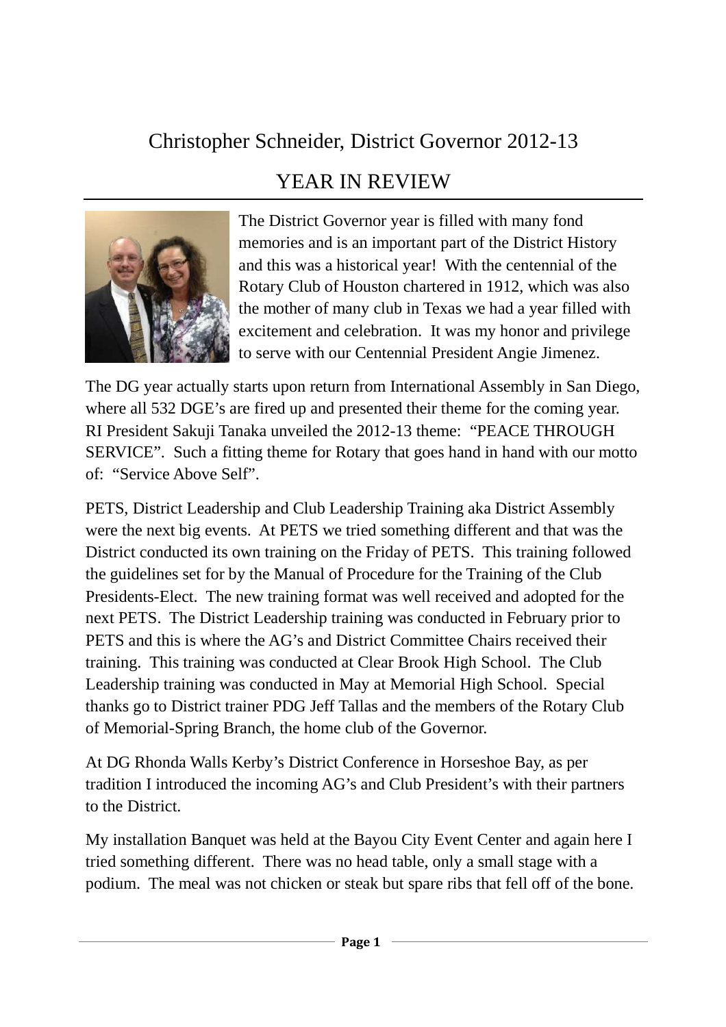# Christopher Schneider, District Governor 2012-13

## YEAR IN REVIEW

The District Governor year is filled with many fond memories and is an important part of the District History and this was a historical year! With the centennial of the Rotary Club of Houston chartered in 1912, which was also the mother of many club in Texas we had a year filled with excitement and celebration. It was my honor and privilege to serve with our Centennial President Angie Jimenez.

The DG year actually starts upon return from International Assembly in San Diego, where all 532 DGE's are fired up and presented their theme for the coming year. RI President Sakuji Tanaka unveiled the 2012-13 theme: "PEACE THROUGH SERVICE". Such a fitting theme for Rotary that goes hand in hand with our motto of: "Service Above Self".

PETS, District Leadership and Club Leadership Training aka District Assembly were the next big events. At PETS we tried something different and that was the District conducted its own training on the Friday of PETS. This training followed the guidelines set for by the Manual of Procedure for the Training of the Club Presidents-Elect. The new training format was well received and adopted for the next PETS. The District Leadership training was conducted in February prior to PETS and this is where the AG's and District Committee Chairs received their training. This training was conducted at Clear Brook High School. The Club Leadership training was conducted in May at Memorial High School. Special thanks go to District trainer PDG Jeff Tallas and the members of the Rotary Club of Memorial-Spring Branch, the home club of the Governor.

At DG Rhonda Walls Kerby's District Conference in Horseshoe Bay, as per tradition I introduced the incoming AG's and Club President's with their partners to the District.

My installation Banquet was held at the Bayou City Event Center and again here I tried something different. There was no head table, only a small stage with a podium. The meal was not chicken or steak but spare ribs that fell off of the bone.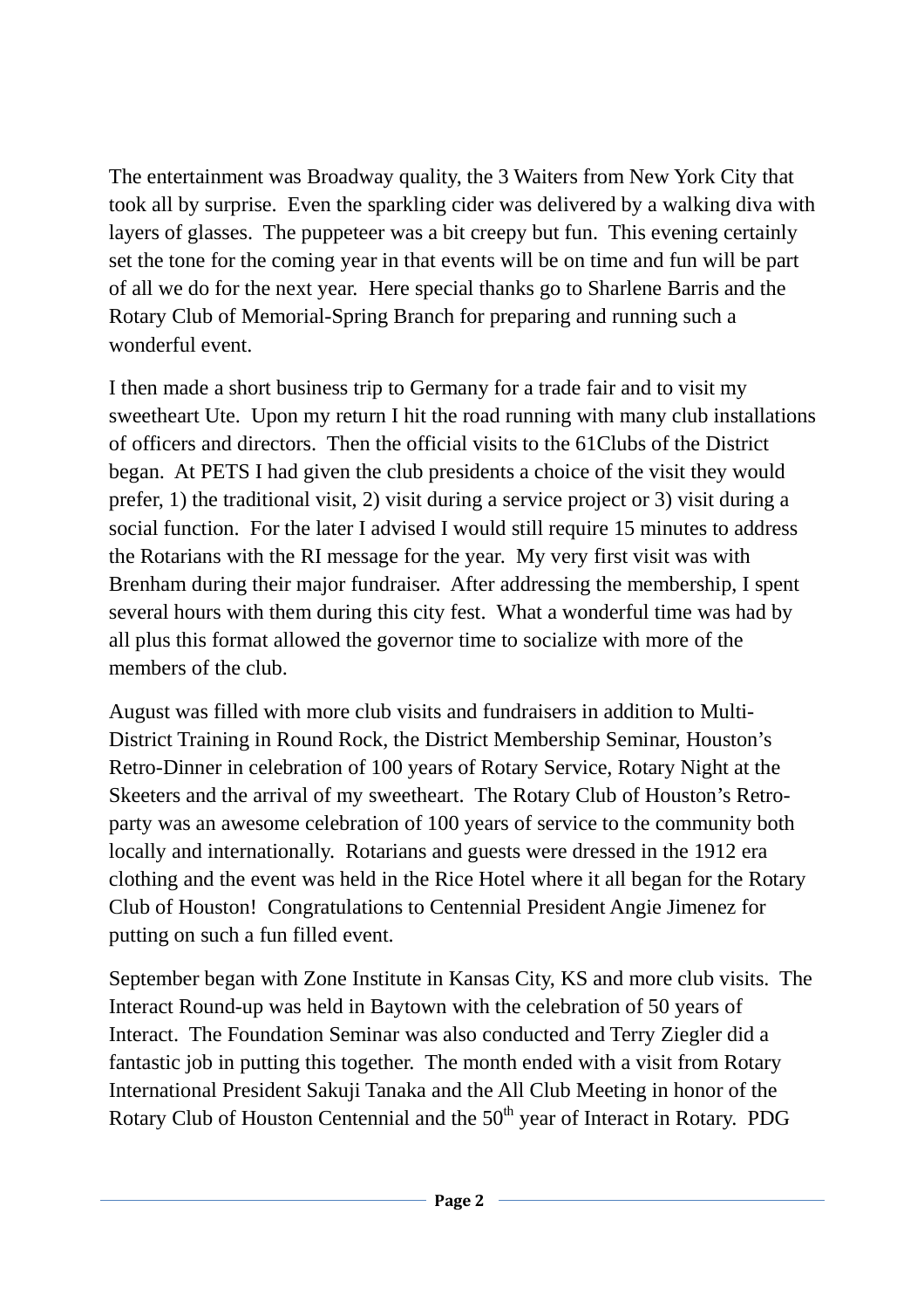The entertainment was Broadway quality, the 3 Waiters from New York City that took all by surprise. Even the sparkling cider was delivered by a walking diva with layers of glasses. The puppeteer was a bit creepy but fun. This evening certainly set the tone for the coming year in that events will be on time and fun will be part of all we do for the next year. Here special thanks go to Sharlene Barris and the Rotary Club of Memorial-Spring Branch for preparing and running such a wonderful event.

I then made a short business trip to Germany for a trade fair and to visit my sweetheart Ute. Upon my return I hit the road running with many club installations of officers and directors. Then the official visits to the 61Clubs of the District began. At PETS I had given the club presidents a choice of the visit they would prefer, 1) the traditional visit, 2) visit during a service project or 3) visit during a social function. For the later I advised I would still require 15 minutes to address the Rotarians with the RI message for the year. My very first visit was with Brenham during their major fundraiser. After addressing the membership, I spent several hours with them during this city fest. What a wonderful time was had by all plus this format allowed the governor time to socialize with more of the members of the club.

August was filled with more club visits and fundraisers in addition to Multi-District Training in Round Rock, the District Membership Seminar, Houston's Retro-Dinner in celebration of 100 years of Rotary Service, Rotary Night at the Skeeters and the arrival of my sweetheart. The Rotary Club of Houston's Retro-party was an awesome celebration of 100 years of service to the community both locally and internationally. Rotarians and guests were dressed in the 1912 era clothing and the event was held in the Rice Hotel where it all began for the Rotary Club of Houston! Congratulations to Centennial President Angie Jimenez for putting on such a fun filled event.

September began with Zone Institute in Kansas City, KS and more club visits. The Interact Round-up was held in Baytown with the celebration of 50 years of Interact. The Foundation Seminar was also conducted and Terry Ziegler did a fantastic job in putting this together. The month ended with a visit from Rotary International President Sakuji Tanaka and the All Club Meeting in honor of the Rotary Club of Houston Centennial and the 50th year of Interact in Rotary. PDG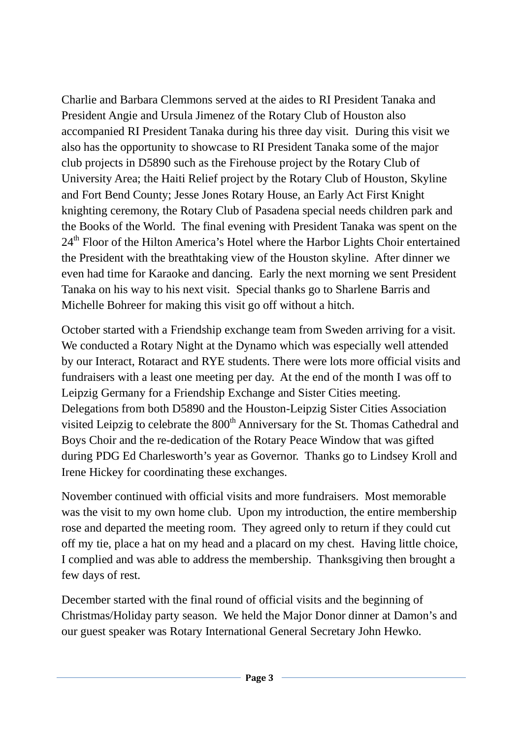Charlie and Barbara Clemmons served at the aides to RI President Tanaka and President Angie and Ursula Jimenez of the Rotary Club of Houston also accompanied RI President Tanaka during his three day visit. During this visit we also has the opportunity to showcase to RI President Tanaka some of the major club projects in D5890 such as the Firehouse project by the Rotary Club of University Area; the Haiti Relief project by the Rotary Club of Houston, Skyline and Fort Bend County; Jesse Jones Rotary House, an Early Act First Knight knighting ceremony, the Rotary Club of Pasadena special needs children park and the Books of the World. The final evening with President Tanaka was spent on the 24th Floor of the Hilton America's Hotel where the Harbor Lights Choir entertained the President with the breathtaking view of the Houston skyline. After dinner we even had time for Karaoke and dancing. Early the next morning we sent President Tanaka on his way to his next visit. Special thanks go to Sharlene Barris and Michelle Bohreer for making this visit go off without a hitch.

October started with a Friendship exchange team from Sweden arriving for a visit. We conducted a Rotary Night at the Dynamo which was especially well attended by our Interact, Rotaract and RYE students. There were lots more official visits and fundraisers with a least one meeting per day. At the end of the month I was off to Leipzig Germany for a Friendship Exchange and Sister Cities meeting. Delegations from both D5890 and the Houston-Leipzig Sister Cities Association visited Leipzig to celebrate the 800th Anniversary for the St. Thomas Cathedral and Boys Choir and the re-dedication of the Rotary Peace Window that was gifted during PDG Ed Charlesworth's year as Governor. Thanks go to Lindsey Kroll and Irene Hickey for coordinating these exchanges.

November continued with official visits and more fundraisers. Most memorable was the visit to my own home club. Upon my introduction, the entire membership rose and departed the meeting room. They agreed only to return if they could cut off my tie, place a hat on my head and a placard on my chest. Having little choice, I complied and was able to address the membership. Thanksgiving then brought a few days of rest.

December started with the final round of official visits and the beginning of Christmas/Holiday party season. We held the Major Donor dinner at Damon's and our guest speaker was Rotary International General Secretary John Hewko.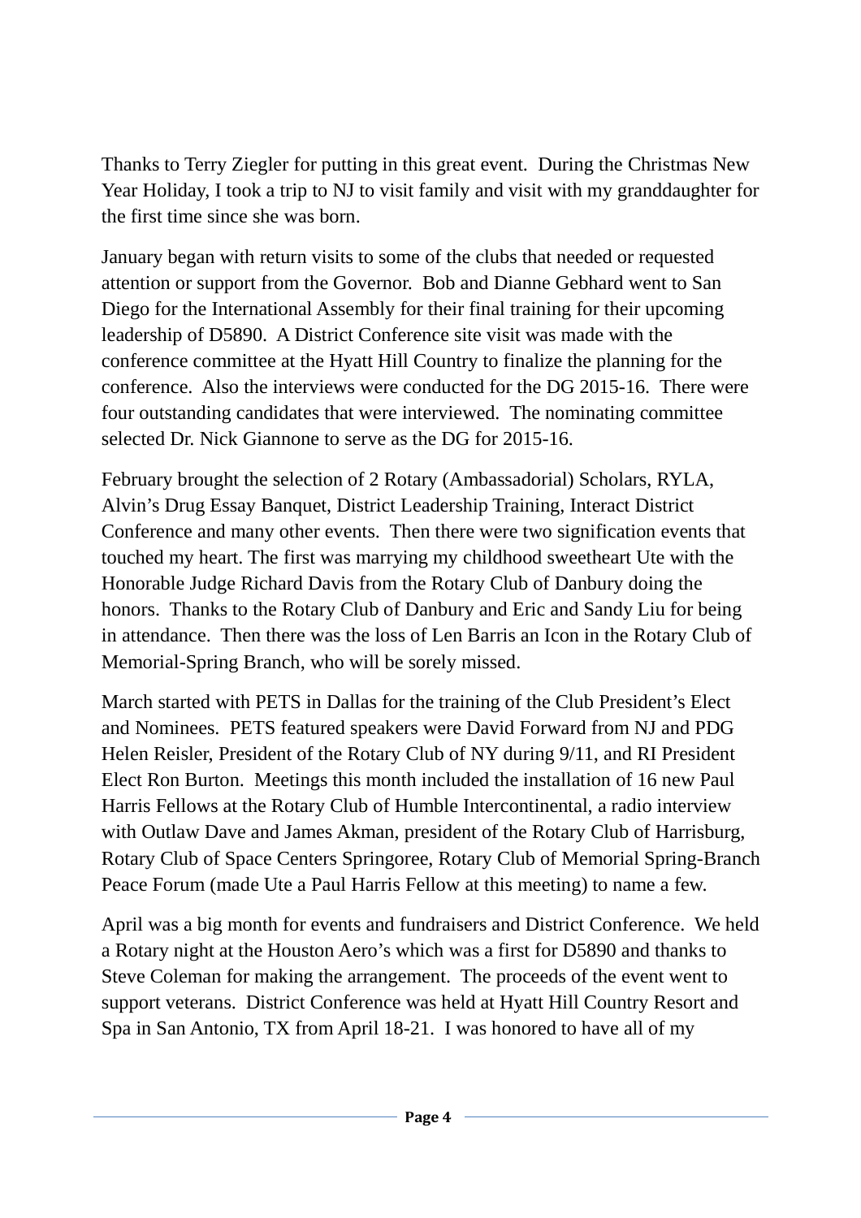Thanks to Terry Ziegler for putting in this great event. During the Christmas New Year Holiday, I took a trip to NJ to visit family and visit with my granddaughter for the first time since she was born.

January began with return visits to some of the clubs that needed or requested attention or support from the Governor. Bob and Dianne Gebhard went to San Diego for the International Assembly for their final training for their upcoming leadership of D5890. A District Conference site visit was made with the conference committee at the Hyatt Hill Country to finalize the planning for the conference. Also the interviews were conducted for the DG 2015-16. There were four outstanding candidates that were interviewed. The nominating committee selected Dr. Nick Giannone to serve as the DG for 2015-16.

February brought the selection of 2 Rotary (Ambassadorial) Scholars, RYLA, Alvin's Drug Essay Banquet, District Leadership Training, Interact District Conference and many other events. Then there were two signification events that touched my heart. The first was marrying my childhood sweetheart Ute with the Honorable Judge Richard Davis from the Rotary Club of Danbury doing the honors. Thanks to the Rotary Club of Danbury and Eric and Sandy Liu for being in attendance. Then there was the loss of Len Barris an Icon in the Rotary Club of Memorial-Spring Branch, who will be sorely missed.

March started with PETS in Dallas for the training of the Club President's Elect and Nominees. PETS featured speakers were David Forward from NJ and PDG Helen Reisler, President of the Rotary Club of NY during 9/11, and RI President Elect Ron Burton. Meetings this month included the installation of 16 new Paul Harris Fellows at the Rotary Club of Humble Intercontinental, a radio interview with Outlaw Dave and James Akman, president of the Rotary Club of Harrisburg, Rotary Club of Space Centers Springoree, Rotary Club of Memorial Spring-Branch Peace Forum (made Ute a Paul Harris Fellow at this meeting) to name a few.

April was a big month for events and fundraisers and District Conference. We held a Rotary night at the Houston Aero's which was a first for D5890 and thanks to Steve Coleman for making the arrangement. The proceeds of the event went to support veterans. District Conference was held at Hyatt Hill Country Resort and Spa in San Antonio, TX from April 18-21. I was honored to have all of my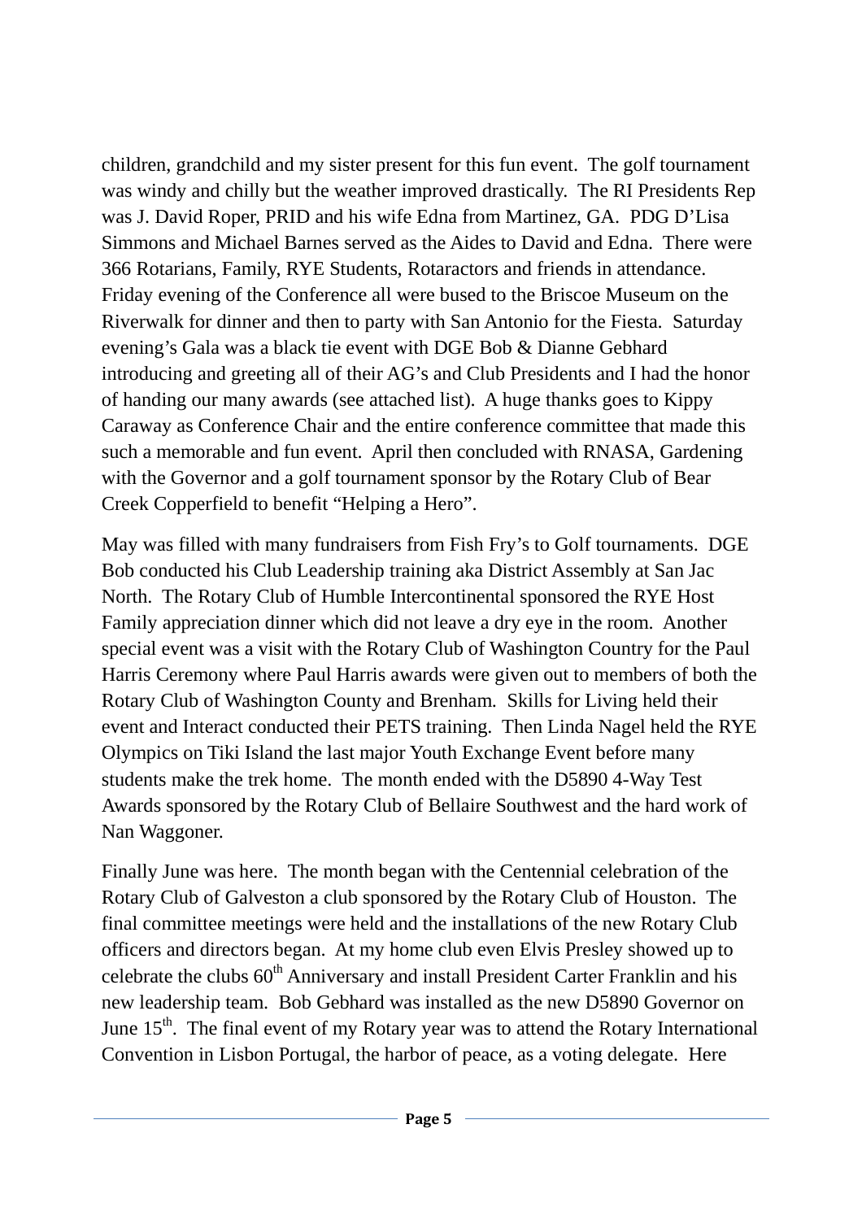children, grandchild and my sister present for this fun event. The golf tournament was windy and chilly but the weather improved drastically. The RI Presidents Rep was J. David Roper, PRID and his wife Edna from Martinez, GA. PDG D'Lisa Simmons and Michael Barnes served as the Aides to David and Edna. There were 366 Rotarians, Family, RYE Students, Rotaractors and friends in attendance. Friday evening of the Conference all were bused to the Briscoe Museum on the Riverwalk for dinner and then to party with San Antonio for the Fiesta. Saturday evening's Gala was a black tie event with DGE Bob & Dianne Gebhard introducing and greeting all of their AG's and Club Presidents and I had the honor of handing our many awards (see attached list). A huge thanks goes to Kippy Caraway as Conference Chair and the entire conference committee that made this such a memorable and fun event. April then concluded with RNASA, Gardening with the Governor and a golf tournament sponsor by the Rotary Club of Bear Creek Copperfield to benefit "Helping a Hero".

May was filled with many fundraisers from Fish Fry's to Golf tournaments. DGE Bob conducted his Club Leadership training aka District Assembly at San Jac North. The Rotary Club of Humble Intercontinental sponsored the RYE Host Family appreciation dinner which did not leave a dry eye in the room. Another special event was a visit with the Rotary Club of Washington Country for the Paul Harris Ceremony where Paul Harris awards were given out to members of both the Rotary Club of Washington County and Brenham. Skills for Living held their event and Interact conducted their PETS training. Then Linda Nagel held the RYE Olympics on Tiki Island the last major Youth Exchange Event before many students make the trek home. The month ended with the D5890 4-Way Test Awards sponsored by the Rotary Club of Bellaire Southwest and the hard work of Nan Waggoner.

Finally June was here. The month began with the Centennial celebration of the Rotary Club of Galveston a club sponsored by the Rotary Club of Houston. The final committee meetings were held and the installations of the new Rotary Club officers and directors began. At my home club even Elvis Presley showed up to celebrate the clubs 60th Anniversary and install President Carter Franklin and his new leadership team. Bob Gebhard was installed as the new D5890 Governor on June 15th. The final event of my Rotary year was to attend the Rotary International Convention in Lisbon Portugal, the harbor of peace, as a voting delegate. Here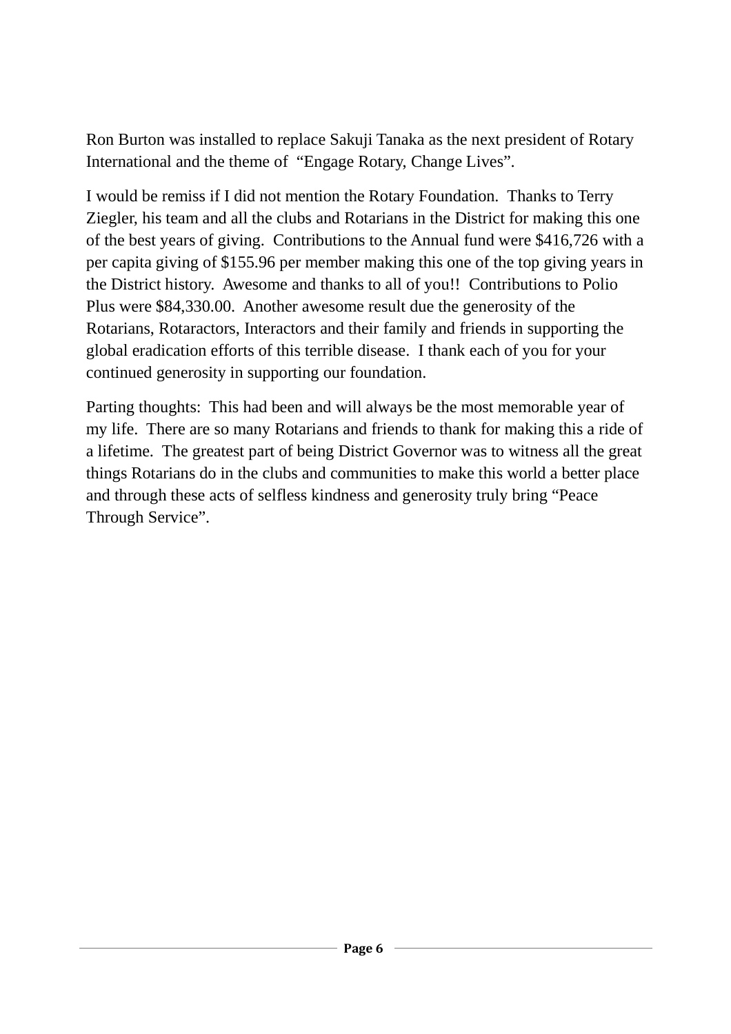Ron Burton was installed to replace Sakuji Tanaka as the next president of Rotary International and the theme of "Engage Rotary, Change Lives".

I would be remiss if I did not mention the Rotary Foundation. Thanks to Terry Ziegler, his team and all the clubs and Rotarians in the District for making this one of the best years of giving. Contributions to the Annual fund were $416,726 with a per capita giving of $155.96 per member making this one of the top giving years in the District history. Awesome and thanks to all of you!! Contributions to Polio Plus were $84,330.00. Another awesome result due the generosity of the Rotarians, Rotaractors, Interactors and their family and friends in supporting the global eradication efforts of this terrible disease. I thank each of you for your continued generosity in supporting our foundation.

Parting thoughts: This had been and will always be the most memorable year of my life. There are so many Rotarians and friends to thank for making this a ride of a lifetime. The greatest part of being District Governor was to witness all the great things Rotarians do in the clubs and communities to make this world a better place and through these acts of selfless kindness and generosity truly bring "Peace Through Service".